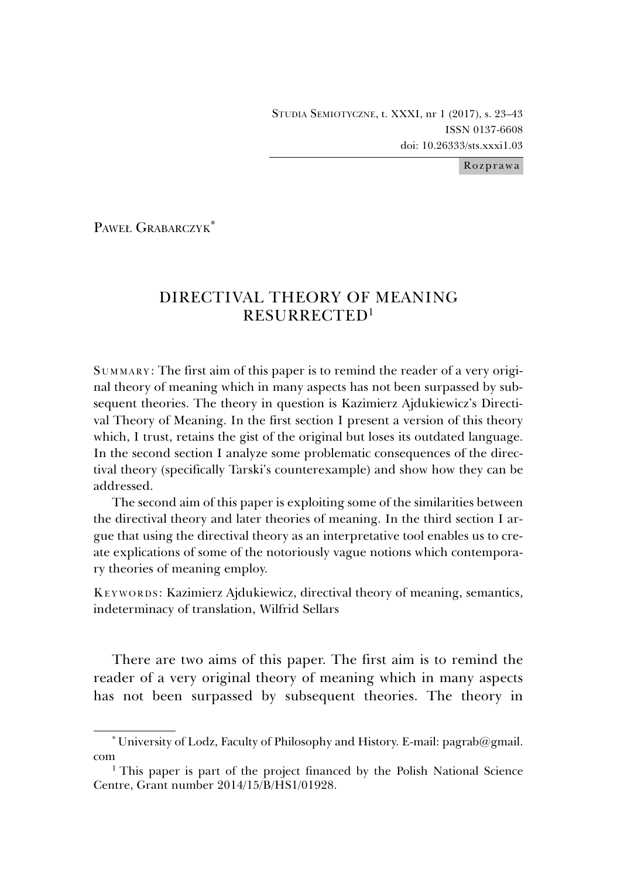Rozprawa

PAWEŁ GRABARCZYK[*]

# DIRECTIVAL THEORY OF MEANING RESURRECTED[1]

SUMMARY: The first aim of this paper is to remind the reader of a very original theory of meaning which in many aspects has not been surpassed by subsequent theories. The theory in question is Kazimierz Ajdukiewicz's Directival Theory of Meaning. In the first section I present a version of this theory which, I trust, retains the gist of the original but loses its outdated language. In the second section I analyze some problematic consequences of the directival theory (specifically Tarski's counterexample) and show how they can be addressed.

The second aim of this paper is exploiting some of the similarities between the directival theory and later theories of meaning. In the third section I argue that using the directival theory as an interpretative tool enables us to create explications of some of the notoriously vague notions which contemporary theories of meaning employ.

KEYWORDS: Kazimierz Ajdukiewicz, directival theory of meaning, semantics, indeterminacy of translation, Wilfrid Sellars

There are two aims of this paper. The first aim is to remind the reader of a very original theory of meaning which in many aspects has not been surpassed by subsequent theories. The theory in

---

[*] University of Lodz, Faculty of Philosophy and History. E-mail: pagrab@gmail.com

[1] This paper is part of the project financed by the Polish National Science Centre, Grant number 2014/15/B/HS1/01928.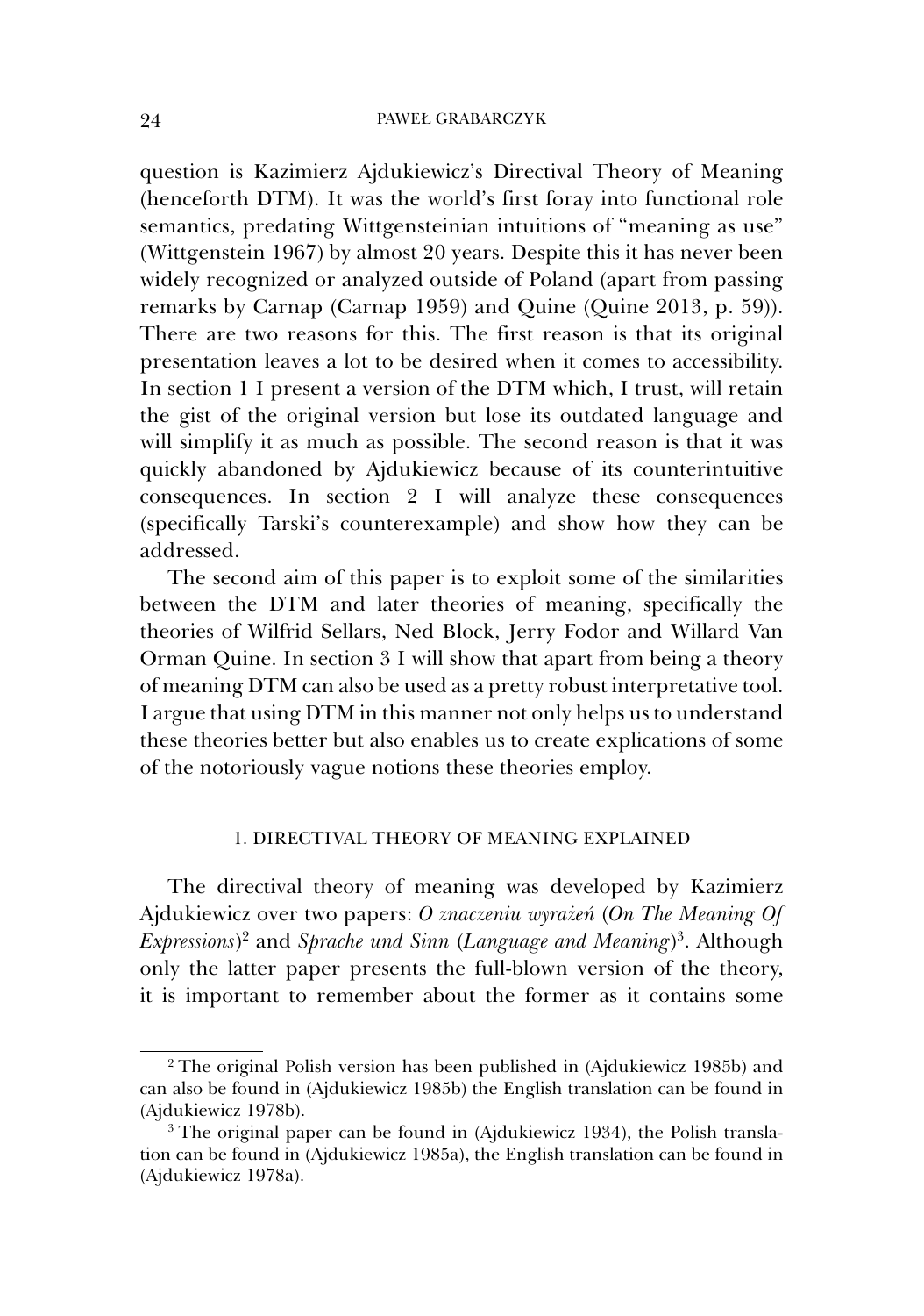question is Kazimierz Ajdukiewicz's Directival Theory of Meaning (henceforth DTM). It was the world's first foray into functional role semantics, predating Wittgensteinian intuitions of "meaning as use" (Wittgenstein 1967) by almost 20 years. Despite this it has never been widely recognized or analyzed outside of Poland (apart from passing remarks by Carnap (Carnap 1959) and Quine (Quine 2013, p. 59)). There are two reasons for this. The first reason is that its original presentation leaves a lot to be desired when it comes to accessibility. In section 1 I present a version of the DTM which, I trust, will retain the gist of the original version but lose its outdated language and will simplify it as much as possible. The second reason is that it was quickly abandoned by Ajdukiewicz because of its counterintuitive consequences. In section 2 I will analyze these consequences (specifically Tarski's counterexample) and show how they can be addressed.

The second aim of this paper is to exploit some of the similarities between the DTM and later theories of meaning, specifically the theories of Wilfrid Sellars, Ned Block, Jerry Fodor and Willard Van Orman Quine. In section 3 I will show that apart from being a theory of meaning DTM can also be used as a pretty robust interpretative tool. I argue that using DTM in this manner not only helps us to understand these theories better but also enables us to create explications of some of the notoriously vague notions these theories employ.

## 1. DIRECTIVAL THEORY OF MEANING EXPLAINED

The directival theory of meaning was developed by Kazimierz Ajdukiewicz over two papers: *O znaczeniu wyrażeń* (*On The Meaning Of Expressions*)[2] and *Sprache und Sinn* (*Language and Meaning*)[3]. Although only the latter paper presents the full-blown version of the theory, it is important to remember about the former as it contains some

[2] The original Polish version has been published in (Ajdukiewicz 1985b) and can also be found in (Ajdukiewicz 1985b) the English translation can be found in (Ajdukiewicz 1978b).

[3] The original paper can be found in (Ajdukiewicz 1934), the Polish translation can be found in (Ajdukiewicz 1985a), the English translation can be found in (Ajdukiewicz 1978a).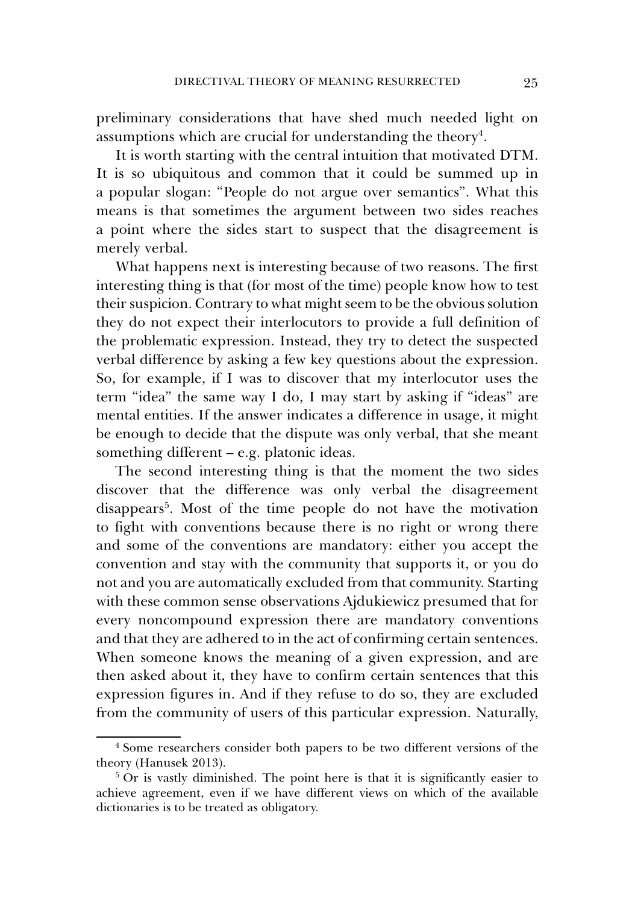preliminary considerations that have shed much needed light on assumptions which are crucial for understanding the theory[4].

It is worth starting with the central intuition that motivated DTM. It is so ubiquitous and common that it could be summed up in a popular slogan: "People do not argue over semantics". What this means is that sometimes the argument between two sides reaches a point where the sides start to suspect that the disagreement is merely verbal.

What happens next is interesting because of two reasons. The first interesting thing is that (for most of the time) people know how to test their suspicion. Contrary to what might seem to be the obvious solution they do not expect their interlocutors to provide a full definition of the problematic expression. Instead, they try to detect the suspected verbal difference by asking a few key questions about the expression. So, for example, if I was to discover that my interlocutor uses the term "idea" the same way I do, I may start by asking if "ideas" are mental entities. If the answer indicates a difference in usage, it might be enough to decide that the dispute was only verbal, that she meant something different – e.g. platonic ideas.

The second interesting thing is that the moment the two sides discover that the difference was only verbal the disagreement disappears[5]. Most of the time people do not have the motivation to fight with conventions because there is no right or wrong there and some of the conventions are mandatory: either you accept the convention and stay with the community that supports it, or you do not and you are automatically excluded from that community. Starting with these common sense observations Ajdukiewicz presumed that for every noncompound expression there are mandatory conventions and that they are adhered to in the act of confirming certain sentences. When someone knows the meaning of a given expression, and are then asked about it, they have to confirm certain sentences that this expression figures in. And if they refuse to do so, they are excluded from the community of users of this particular expression. Naturally,

[4] Some researchers consider both papers to be two different versions of the theory (Hanusek 2013).

[5] Or is vastly diminished. The point here is that it is significantly easier to achieve agreement, even if we have different views on which of the available dictionaries is to be treated as obligatory.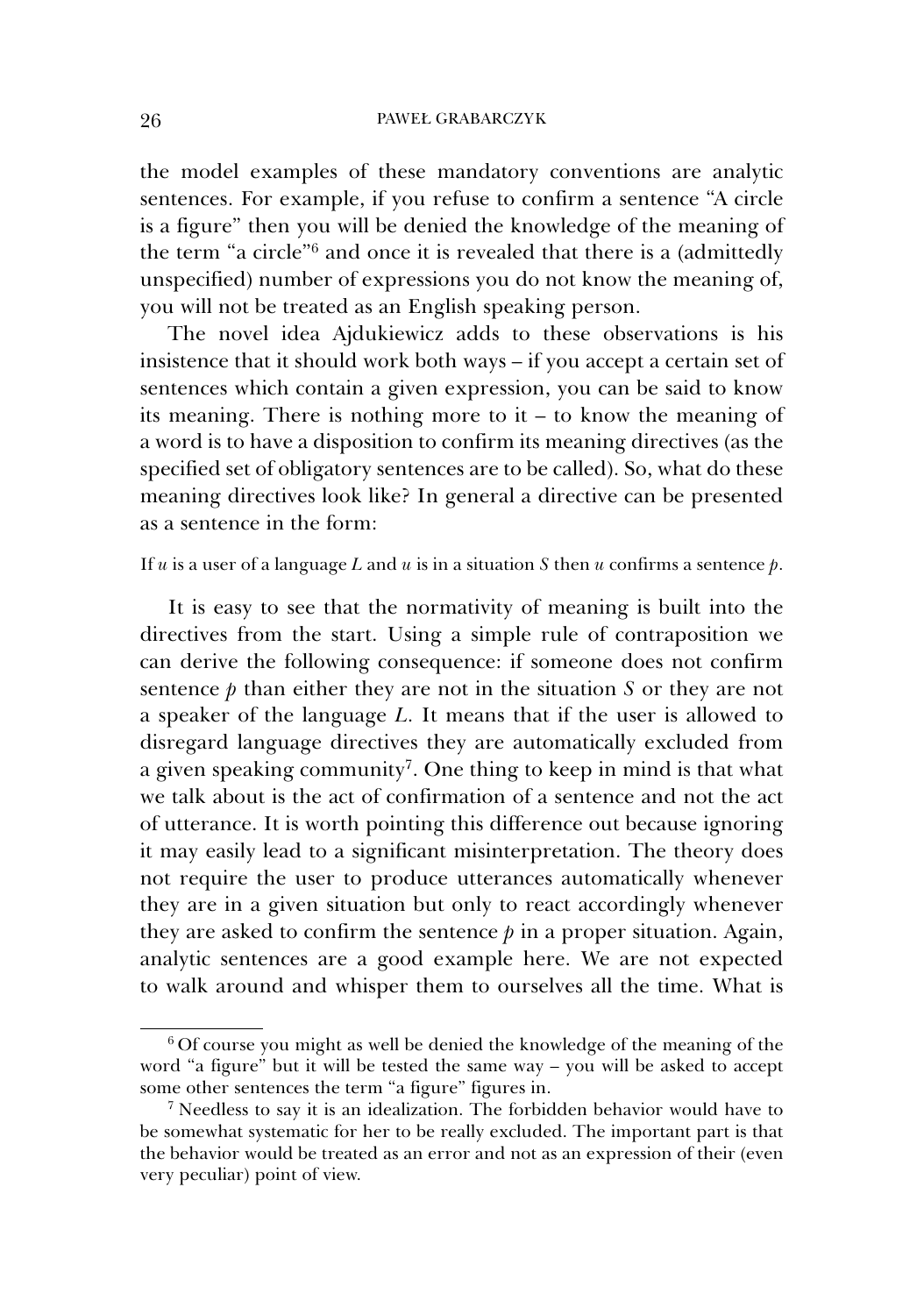the model examples of these mandatory conventions are analytic sentences. For example, if you refuse to confirm a sentence "A circle is a figure" then you will be denied the knowledge of the meaning of the term "a circle"[6] and once it is revealed that there is a (admittedly unspecified) number of expressions you do not know the meaning of, you will not be treated as an English speaking person.

The novel idea Ajdukiewicz adds to these observations is his insistence that it should work both ways – if you accept a certain set of sentences which contain a given expression, you can be said to know its meaning. There is nothing more to it – to know the meaning of a word is to have a disposition to confirm its meaning directives (as the specified set of obligatory sentences are to be called). So, what do these meaning directives look like? In general a directive can be presented as a sentence in the form:

If *u* is a user of a language *L* and *u* is in a situation *S* then *u* confirms a sentence *p*.

It is easy to see that the normativity of meaning is built into the directives from the start. Using a simple rule of contraposition we can derive the following consequence: if someone does not confirm sentence *p* than either they are not in the situation *S* or they are not a speaker of the language *L*. It means that if the user is allowed to disregard language directives they are automatically excluded from a given speaking community[7]. One thing to keep in mind is that what we talk about is the act of confirmation of a sentence and not the act of utterance. It is worth pointing this difference out because ignoring it may easily lead to a significant misinterpretation. The theory does not require the user to produce utterances automatically whenever they are in a given situation but only to react accordingly whenever they are asked to confirm the sentence *p* in a proper situation. Again, analytic sentences are a good example here. We are not expected to walk around and whisper them to ourselves all the time. What is

---

[6] Of course you might as well be denied the knowledge of the meaning of the word "a figure" but it will be tested the same way – you will be asked to accept some other sentences the term "a figure" figures in.

[7] Needless to say it is an idealization. The forbidden behavior would have to be somewhat systematic for her to be really excluded. The important part is that the behavior would be treated as an error and not as an expression of their (even very peculiar) point of view.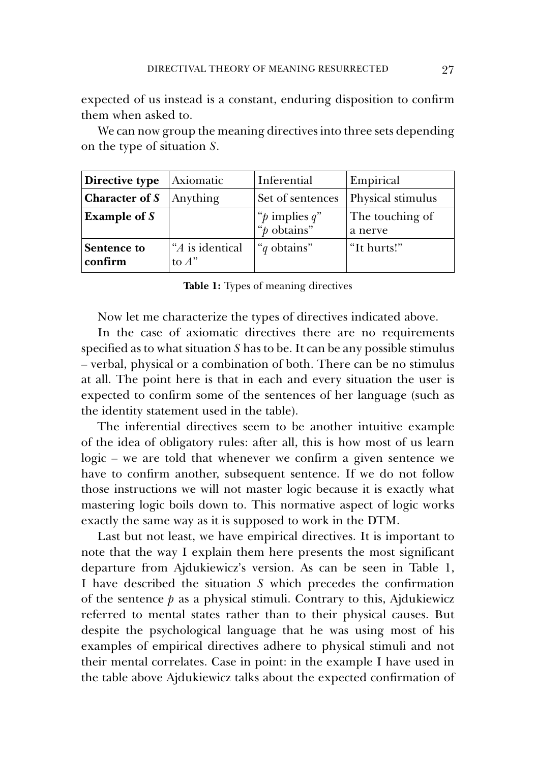expected of us instead is a constant, enduring disposition to confirm them when asked to.

We can now group the meaning directives into three sets depending on the type of situation *S*.

| **Directive type** | Axiomatic | Inferential | Empirical |
|---|---|---|---|
| **Character of *S*** | Anything | Set of sentences | Physical stimulus |
| **Example of *S*** | | "*p* implies *q*" "*p* obtains" | The touching of a nerve |
| **Sentence to confirm** | "*A* is identical to *A*" | "*q* obtains" | "It hurts!" |

**Table 1:** Types of meaning directives

Now let me characterize the types of directives indicated above.

In the case of axiomatic directives there are no requirements specified as to what situation *S* has to be. It can be any possible stimulus – verbal, physical or a combination of both. There can be no stimulus at all. The point here is that in each and every situation the user is expected to confirm some of the sentences of her language (such as the identity statement used in the table).

The inferential directives seem to be another intuitive example of the idea of obligatory rules: after all, this is how most of us learn logic – we are told that whenever we confirm a given sentence we have to confirm another, subsequent sentence. If we do not follow those instructions we will not master logic because it is exactly what mastering logic boils down to. This normative aspect of logic works exactly the same way as it is supposed to work in the DTM.

Last but not least, we have empirical directives. It is important to note that the way I explain them here presents the most significant departure from Ajdukiewicz's version. As can be seen in Table 1, I have described the situation *S* which precedes the confirmation of the sentence *p* as a physical stimuli. Contrary to this, Ajdukiewicz referred to mental states rather than to their physical causes. But despite the psychological language that he was using most of his examples of empirical directives adhere to physical stimuli and not their mental correlates. Case in point: in the example I have used in the table above Ajdukiewicz talks about the expected confirmation of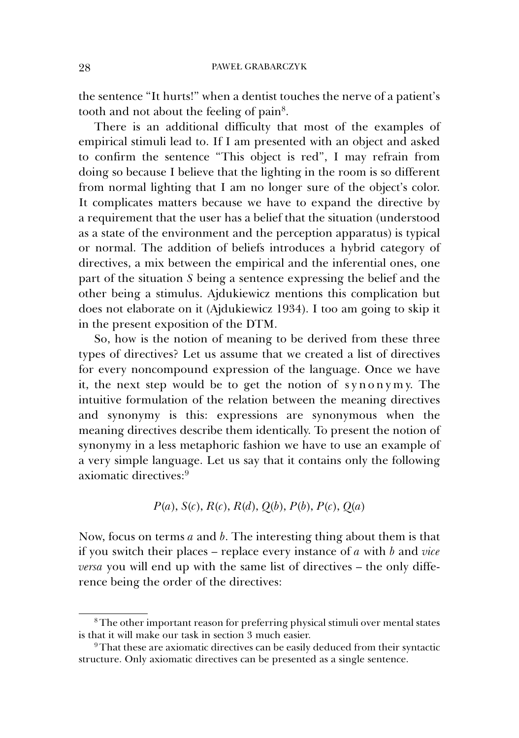the sentence "It hurts!" when a dentist touches the nerve of a patient's tooth and not about the feeling of pain[8].

There is an additional difficulty that most of the examples of empirical stimuli lead to. If I am presented with an object and asked to confirm the sentence "This object is red", I may refrain from doing so because I believe that the lighting in the room is so different from normal lighting that I am no longer sure of the object's color. It complicates matters because we have to expand the directive by a requirement that the user has a belief that the situation (understood as a state of the environment and the perception apparatus) is typical or normal. The addition of beliefs introduces a hybrid category of directives, a mix between the empirical and the inferential ones, one part of the situation *S* being a sentence expressing the belief and the other being a stimulus. Ajdukiewicz mentions this complication but does not elaborate on it (Ajdukiewicz 1934). I too am going to skip it in the present exposition of the DTM.

So, how is the notion of meaning to be derived from these three types of directives? Let us assume that we created a list of directives for every noncompound expression of the language. Once we have it, the next step would be to get the notion of s y n o n y m y. The intuitive formulation of the relation between the meaning directives and synonymy is this: expressions are synonymous when the meaning directives describe them identically. To present the notion of synonymy in a less metaphoric fashion we have to use an example of a very simple language. Let us say that it contains only the following axiomatic directives:[9]

$$P(a),\ S(c),\ R(c),\ R(d),\ Q(b),\ P(b),\ P(c),\ Q(a)$$

Now, focus on terms $a$ and $b$. The interesting thing about them is that if you switch their places – replace every instance of $a$ with $b$ and *vice versa* you will end up with the same list of directives – the only difference being the order of the directives:

---

[8] The other important reason for preferring physical stimuli over mental states is that it will make our task in section 3 much easier.

[9] That these are axiomatic directives can be easily deduced from their syntactic structure. Only axiomatic directives can be presented as a single sentence.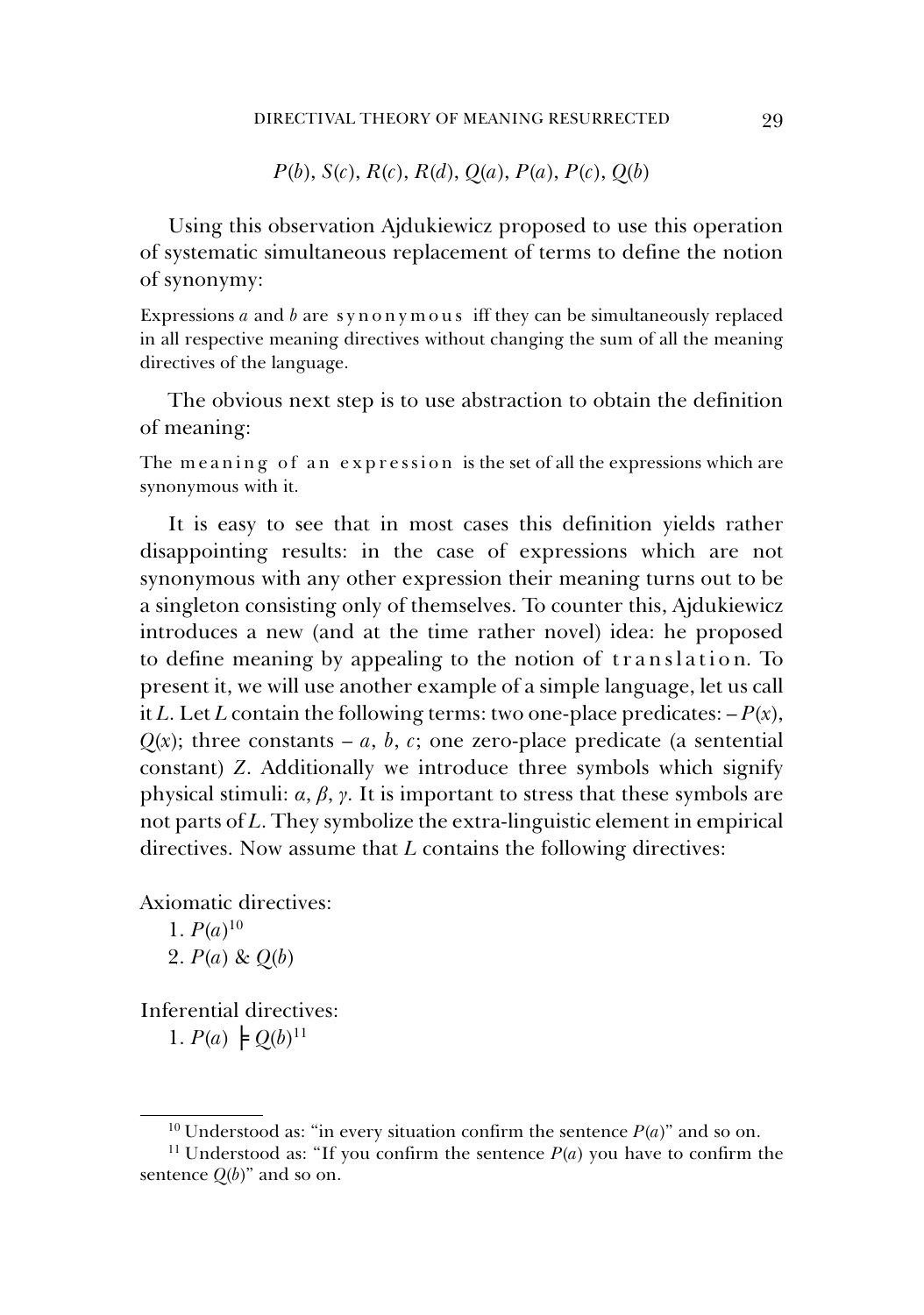$P(b)$, $S(c)$, $R(c)$, $R(d)$, $Q(a)$, $P(a)$, $P(c)$, $Q(b)$

Using this observation Ajdukiewicz proposed to use this operation of systematic simultaneous replacement of terms to define the notion of synonymy:

Expressions *a* and *b* are synonymous iff they can be simultaneously replaced in all respective meaning directives without changing the sum of all the meaning directives of the language.

The obvious next step is to use abstraction to obtain the definition of meaning:

The meaning of an expression is the set of all the expressions which are synonymous with it.

It is easy to see that in most cases this definition yields rather disappointing results: in the case of expressions which are not synonymous with any other expression their meaning turns out to be a singleton consisting only of themselves. To counter this, Ajdukiewicz introduces a new (and at the time rather novel) idea: he proposed to define meaning by appealing to the notion of translation. To present it, we will use another example of a simple language, let us call it *L*. Let *L* contain the following terms: two one-place predicates: – $P(x)$, $Q(x)$; three constants – $a$, $b$, $c$; one zero-place predicate (a sentential constant) $Z$. Additionally we introduce three symbols which signify physical stimuli: $\alpha$, $\beta$, $\gamma$. It is important to stress that these symbols are not parts of *L*. They symbolize the extra-linguistic element in empirical directives. Now assume that *L* contains the following directives:

Axiomatic directives:

1. $P(a)$[10]
2. $P(a)$ & $Q(b)$

Inferential directives:

1. $P(a) \models Q(b)$[11]

---

[10] Understood as: "in every situation confirm the sentence $P(a)$" and so on.

[11] Understood as: "If you confirm the sentence $P(a)$ you have to confirm the sentence $Q(b)$" and so on.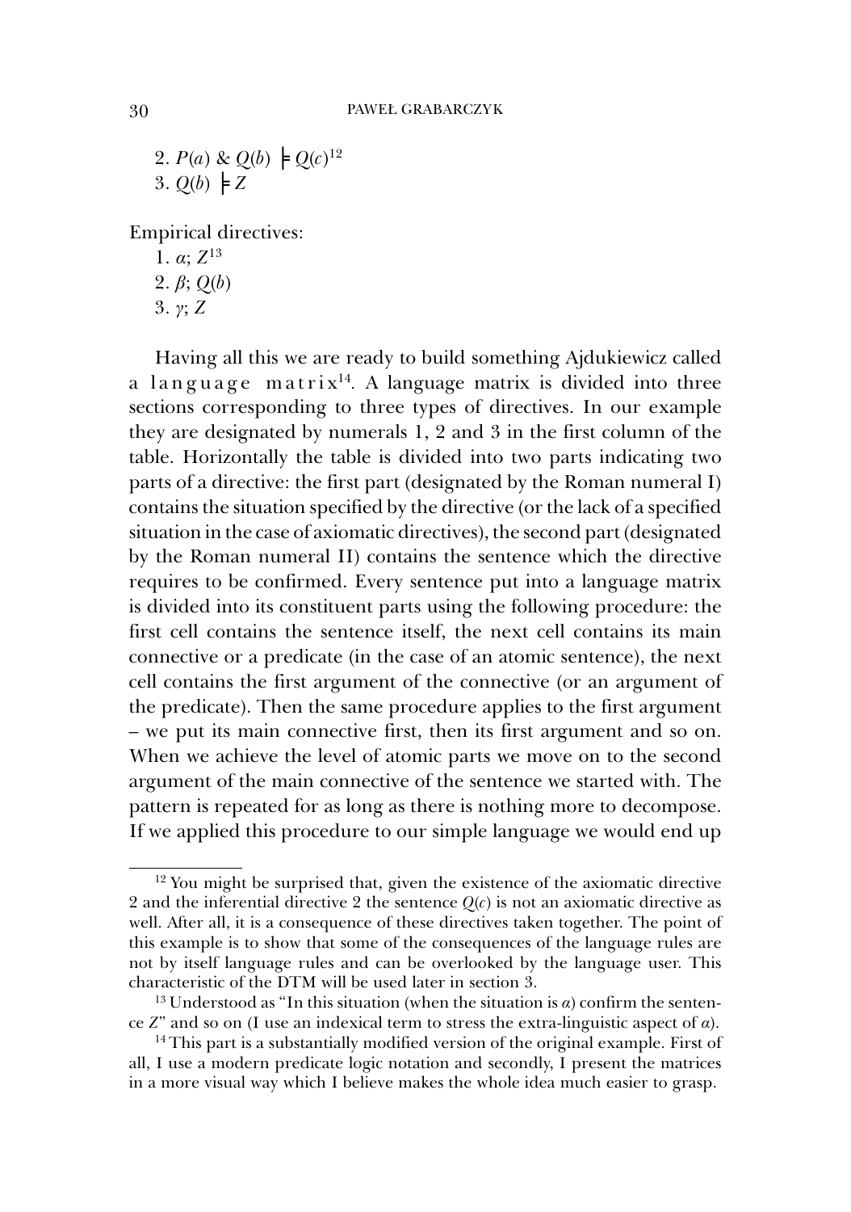2. $P(a)$ & $Q(b) \models Q(c)$[12]
3. $Q(b) \models Z$

Empirical directives:

1. $\alpha$; $Z$[13]
2. $\beta$; $Q(b)$
3. $\gamma$; $Z$

Having all this we are ready to build something Ajdukiewicz called a l a n g u a g e  m a t r i x[14]. A language matrix is divided into three sections corresponding to three types of directives. In our example they are designated by numerals 1, 2 and 3 in the first column of the table. Horizontally the table is divided into two parts indicating two parts of a directive: the first part (designated by the Roman numeral I) contains the situation specified by the directive (or the lack of a specified situation in the case of axiomatic directives), the second part (designated by the Roman numeral II) contains the sentence which the directive requires to be confirmed. Every sentence put into a language matrix is divided into its constituent parts using the following procedure: the first cell contains the sentence itself, the next cell contains its main connective or a predicate (in the case of an atomic sentence), the next cell contains the first argument of the connective (or an argument of the predicate). Then the same procedure applies to the first argument – we put its main connective first, then its first argument and so on. When we achieve the level of atomic parts we move on to the second argument of the main connective of the sentence we started with. The pattern is repeated for as long as there is nothing more to decompose. If we applied this procedure to our simple language we would end up

---

[12] You might be surprised that, given the existence of the axiomatic directive 2 and the inferential directive 2 the sentence $Q(c)$ is not an axiomatic directive as well. After all, it is a consequence of these directives taken together. The point of this example is to show that some of the consequences of the language rules are not by itself language rules and can be overlooked by the language user. This characteristic of the DTM will be used later in section 3.

[13] Understood as "In this situation (when the situation is $\alpha$) confirm the sentence $Z$" and so on (I use an indexical term to stress the extra-linguistic aspect of $\alpha$).

[14] This part is a substantially modified version of the original example. First of all, I use a modern predicate logic notation and secondly, I present the matrices in a more visual way which I believe makes the whole idea much easier to grasp.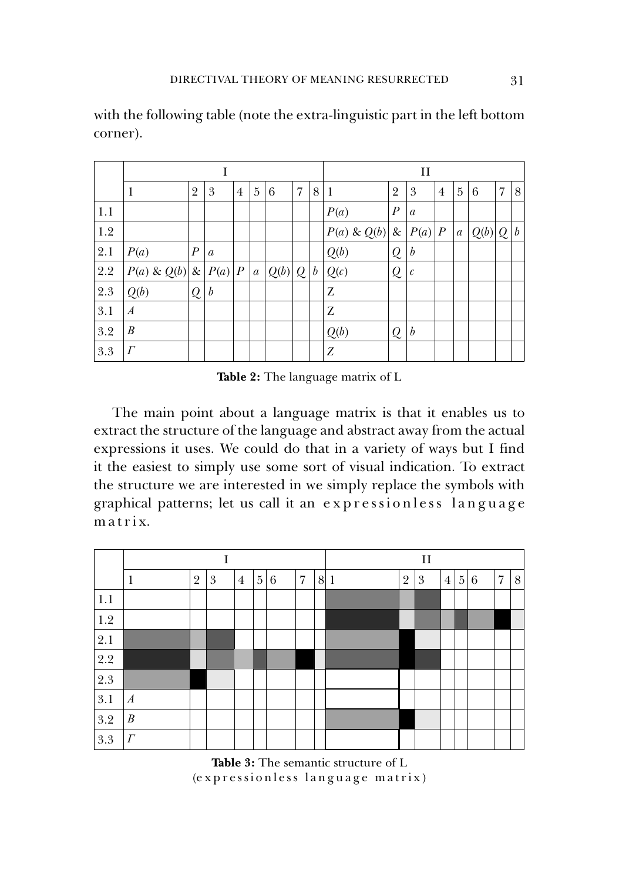with the following table (note the extra-linguistic part in the left bottom corner).

| | I | | | | | | | | II | | | | | | | |
|---|---|---|---|---|---|---|---|---|---|---|---|---|---|---|---|---|
| | 1 | 2 | 3 | 4 | 5 | 6 | 7 | 8 | 1 | 2 | 3 | 4 | 5 | 6 | 7 | 8 |
| 1.1 | | | | | | | | | $P(a)$ | $P$ | $a$ | | | | | |
| 1.2 | | | | | | | | | $P(a)$ & $Q(b)$ | & | $P(a)$ | $P$ | $a$ | $Q(b)$ | $Q$ | $b$ |
| 2.1 | $P(a)$ | $P$ | $a$ | | | | | | $Q(b)$ | $Q$ | $b$ | | | | | |
| 2.2 | $P(a)$ & $Q(b)$ | & | $P(a)$ | $P$ | $a$ | $Q(b)$ | $Q$ | $b$ | $Q(c)$ | $Q$ | $c$ | | | | | |
| 2.3 | $Q(b)$ | $Q$ | $b$ | | | | | | Z | | | | | | | |
| 3.1 | $A$ | | | | | | | | Z | | | | | | | |
| 3.2 | $B$ | | | | | | | | $Q(b)$ | $Q$ | $b$ | | | | | |
| 3.3 | $\Gamma$ | | | | | | | | $Z$ | | | | | | | |

**Table 2:** The language matrix of L

The main point about a language matrix is that it enables us to extract the structure of the language and abstract away from the actual expressions it uses. We could do that in a variety of ways but I find it the easiest to simply use some sort of visual indication. To extract the structure we are interested in we simply replace the symbols with graphical patterns; let us call it an *expressionless language matrix*.

| | I | | | | | | | | II | | | | | | | |
|---|---|---|---|---|---|---|---|---|---|---|---|---|---|---|---|---|
| | 1 | 2 | 3 | 4 | 5 | 6 | 7 | 8 | 1 | 2 | 3 | 4 | 5 | 6 | 7 | 8 |
| 1.1 | | | | | | | | | | | | | | | | |
| 1.2 | | | | | | | | | | | | | | | | |
| 2.1 | | | | | | | | | | | | | | | | |
| 2.2 | | | | | | | | | | | | | | | | |
| 2.3 | | | | | | | | | | | | | | | | |
| 3.1 | $A$ | | | | | | | | | | | | | | | |
| 3.2 | $B$ | | | | | | | | | | | | | | | |
| 3.3 | $\Gamma$ | | | | | | | | | | | | | | | |

**Table 3:** The semantic structure of L
(*expressionless language matrix*)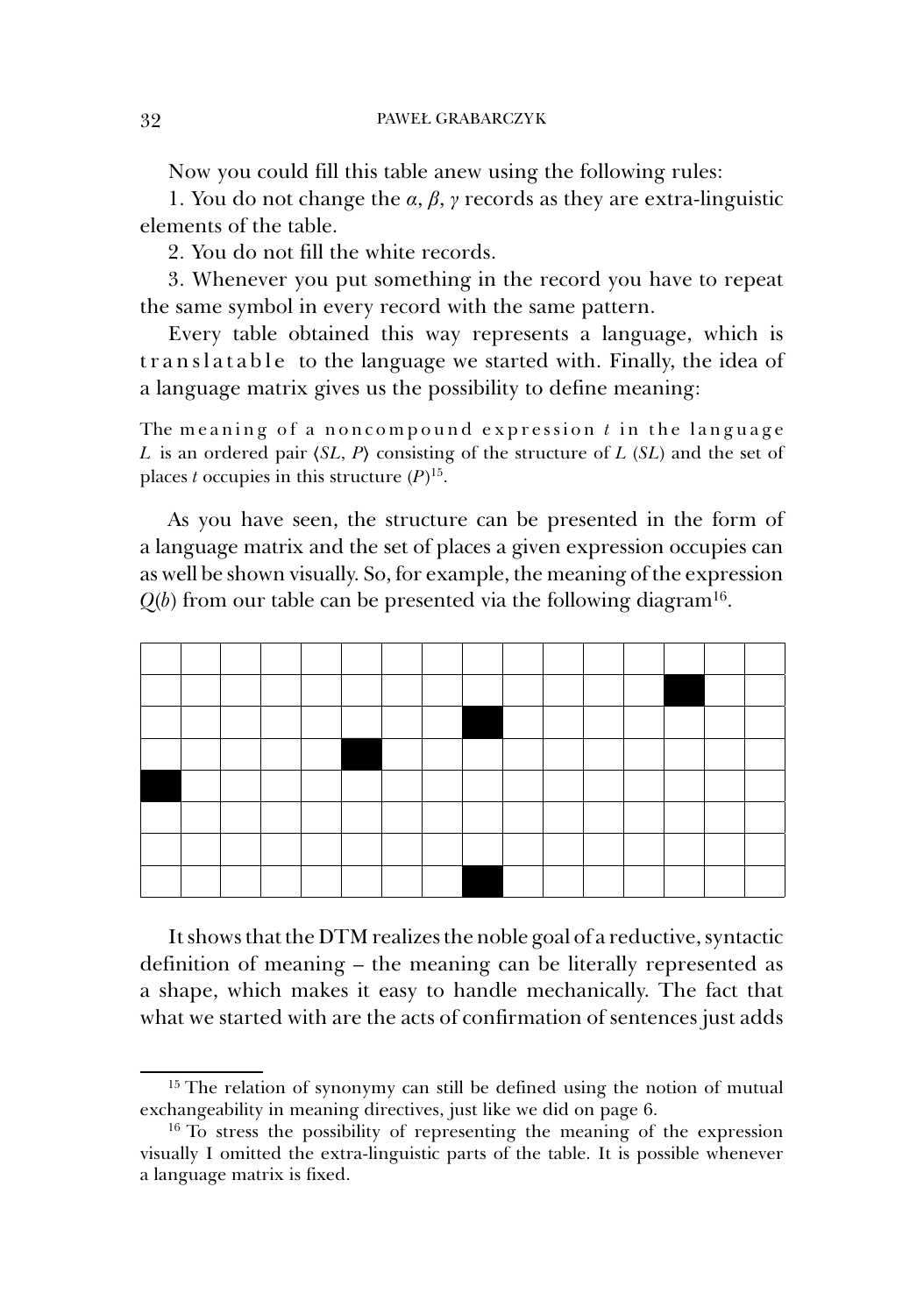Now you could fill this table anew using the following rules:

1. You do not change the $\alpha$, $\beta$, $\gamma$ records as they are extra-linguistic elements of the table.

2. You do not fill the white records.

3. Whenever you put something in the record you have to repeat the same symbol in every record with the same pattern.

Every table obtained this way represents a language, which is *translatable* to the language we started with. Finally, the idea of a language matrix gives us the possibility to define meaning:

The *meaning of a noncompound expression* $t$ *in the language* $L$ is an ordered pair $\langle SL, P \rangle$ consisting of the structure of $L$ ($SL$) and the set of places $t$ occupies in this structure ($P$)[15].

As you have seen, the structure can be presented in the form of a language matrix and the set of places a given expression occupies can as well be shown visually. So, for example, the meaning of the expression $Q(b)$ from our table can be presented via the following diagram[16].

| | | | | | | | | | | | | | | | |
|---|---|---|---|---|---|---|---|---|---|---|---|---|---|---|---|
| | | | | | | | | | | | | | ■ | | |
| | | | | | | | | ■ | | | | | | | |
| | | | | | ■ | | | | | | | | | | |
| ■ | | | | | | | | | | | | | | | |
| | | | | | | | | | | | | | | | |
| | | | | | | | | | | | | | | | |
| | | | | | | | | ■ | | | | | | | |

It shows that the DTM realizes the noble goal of a reductive, syntactic definition of meaning – the meaning can be literally represented as a shape, which makes it easy to handle mechanically. The fact that what we started with are the acts of confirmation of sentences just adds

---

[15] The relation of synonymy can still be defined using the notion of mutual exchangeability in meaning directives, just like we did on page 6.

[16] To stress the possibility of representing the meaning of the expression visually I omitted the extra-linguistic parts of the table. It is possible whenever a language matrix is fixed.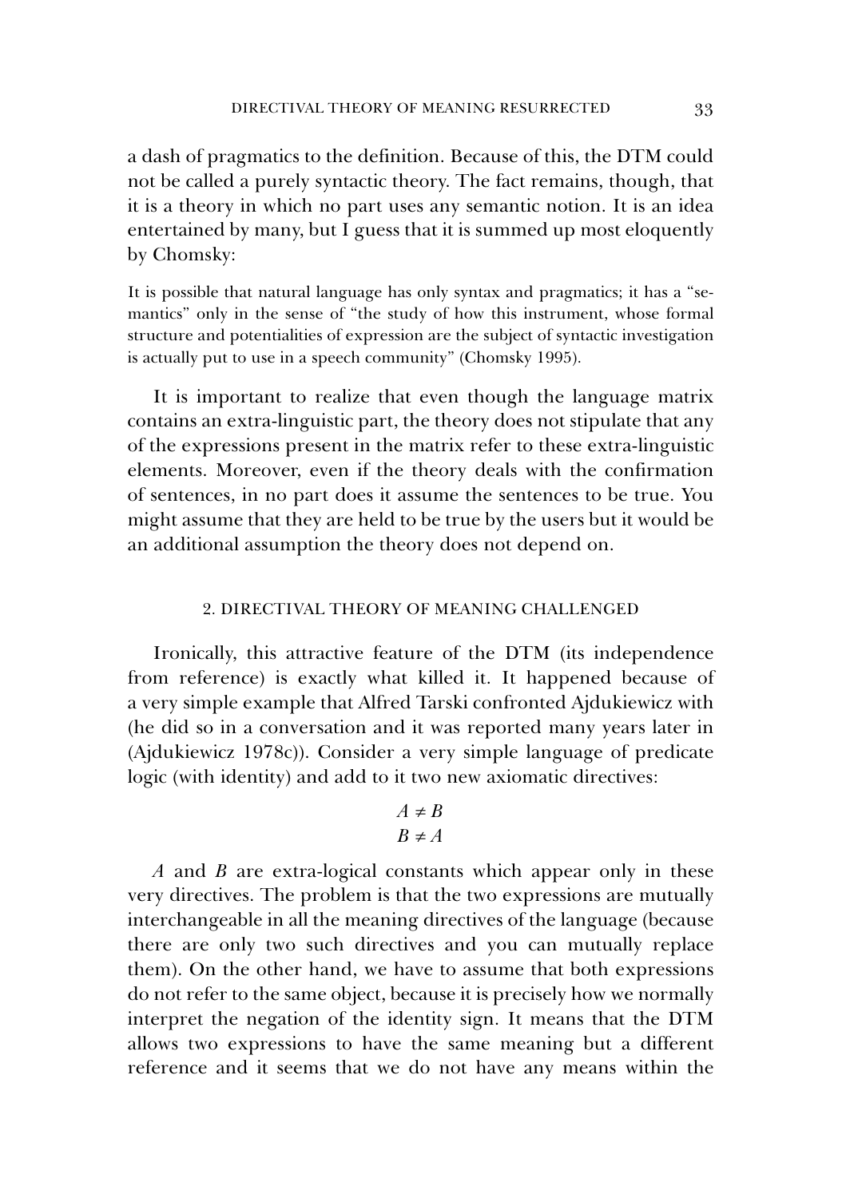a dash of pragmatics to the definition. Because of this, the DTM could not be called a purely syntactic theory. The fact remains, though, that it is a theory in which no part uses any semantic notion. It is an idea entertained by many, but I guess that it is summed up most eloquently by Chomsky:

> It is possible that natural language has only syntax and pragmatics; it has a "semantics" only in the sense of "the study of how this instrument, whose formal structure and potentialities of expression are the subject of syntactic investigation is actually put to use in a speech community" (Chomsky 1995).

It is important to realize that even though the language matrix contains an extra-linguistic part, the theory does not stipulate that any of the expressions present in the matrix refer to these extra-linguistic elements. Moreover, even if the theory deals with the confirmation of sentences, in no part does it assume the sentences to be true. You might assume that they are held to be true by the users but it would be an additional assumption the theory does not depend on.

## 2. DIRECTIVAL THEORY OF MEANING CHALLENGED

Ironically, this attractive feature of the DTM (its independence from reference) is exactly what killed it. It happened because of a very simple example that Alfred Tarski confronted Ajdukiewicz with (he did so in a conversation and it was reported many years later in (Ajdukiewicz 1978c)). Consider a very simple language of predicate logic (with identity) and add to it two new axiomatic directives:

$$A \neq B$$
$$B \neq A$$

$A$ and $B$ are extra-logical constants which appear only in these very directives. The problem is that the two expressions are mutually interchangeable in all the meaning directives of the language (because there are only two such directives and you can mutually replace them). On the other hand, we have to assume that both expressions do not refer to the same object, because it is precisely how we normally interpret the negation of the identity sign. It means that the DTM allows two expressions to have the same meaning but a different reference and it seems that we do not have any means within the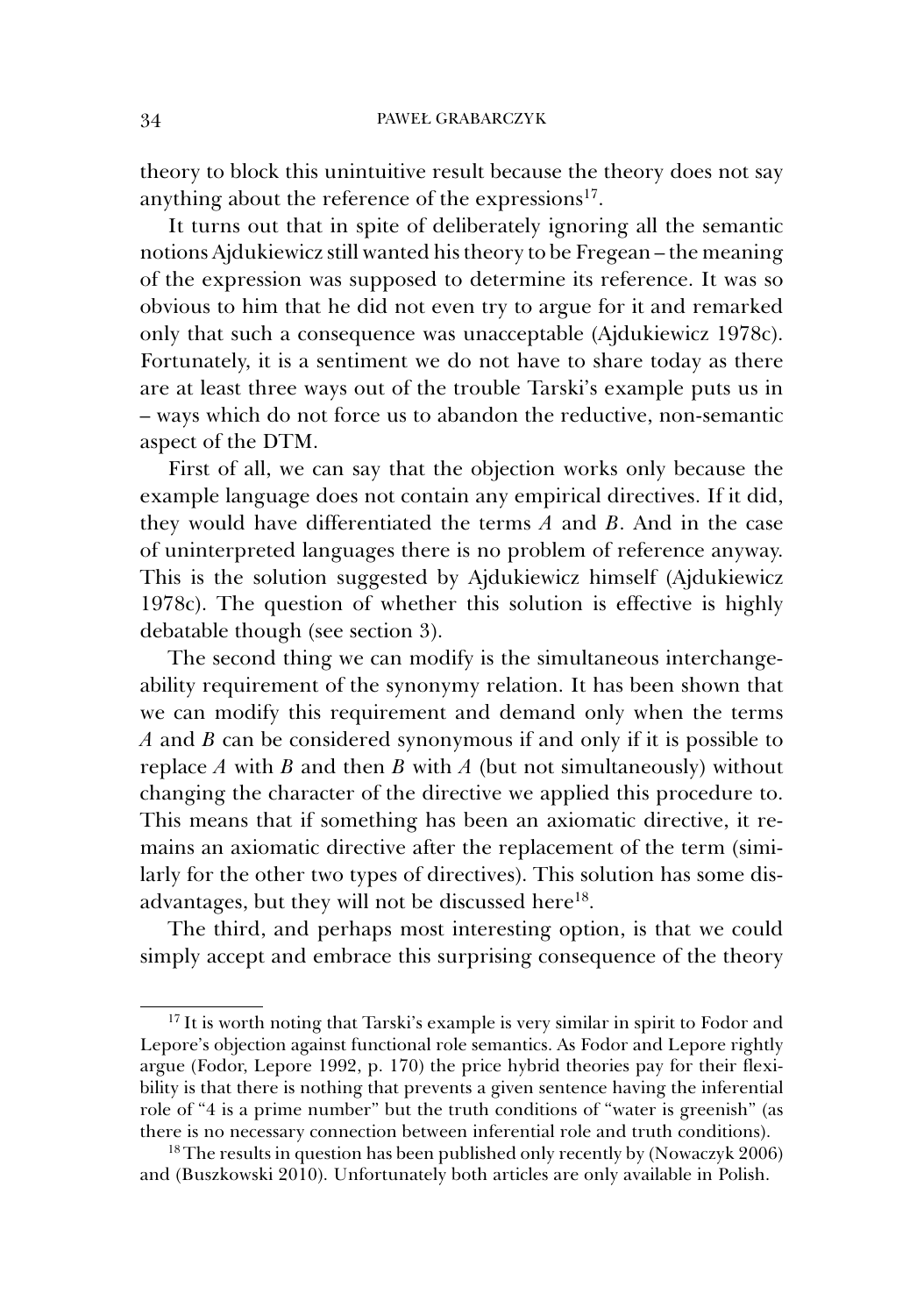theory to block this unintuitive result because the theory does not say anything about the reference of the expressions[17].

It turns out that in spite of deliberately ignoring all the semantic notions Ajdukiewicz still wanted his theory to be Fregean – the meaning of the expression was supposed to determine its reference. It was so obvious to him that he did not even try to argue for it and remarked only that such a consequence was unacceptable (Ajdukiewicz 1978c). Fortunately, it is a sentiment we do not have to share today as there are at least three ways out of the trouble Tarski's example puts us in – ways which do not force us to abandon the reductive, non-semantic aspect of the DTM.

First of all, we can say that the objection works only because the example language does not contain any empirical directives. If it did, they would have differentiated the terms *A* and *B*. And in the case of uninterpreted languages there is no problem of reference anyway. This is the solution suggested by Ajdukiewicz himself (Ajdukiewicz 1978c). The question of whether this solution is effective is highly debatable though (see section 3).

The second thing we can modify is the simultaneous interchangeability requirement of the synonymy relation. It has been shown that we can modify this requirement and demand only when the terms *A* and *B* can be considered synonymous if and only if it is possible to replace *A* with *B* and then *B* with *A* (but not simultaneously) without changing the character of the directive we applied this procedure to. This means that if something has been an axiomatic directive, it remains an axiomatic directive after the replacement of the term (similarly for the other two types of directives). This solution has some disadvantages, but they will not be discussed here[18].

The third, and perhaps most interesting option, is that we could simply accept and embrace this surprising consequence of the theory

---

[17] It is worth noting that Tarski's example is very similar in spirit to Fodor and Lepore's objection against functional role semantics. As Fodor and Lepore rightly argue (Fodor, Lepore 1992, p. 170) the price hybrid theories pay for their flexibility is that there is nothing that prevents a given sentence having the inferential role of "4 is a prime number" but the truth conditions of "water is greenish" (as there is no necessary connection between inferential role and truth conditions).

[18] The results in question has been published only recently by (Nowaczyk 2006) and (Buszkowski 2010). Unfortunately both articles are only available in Polish.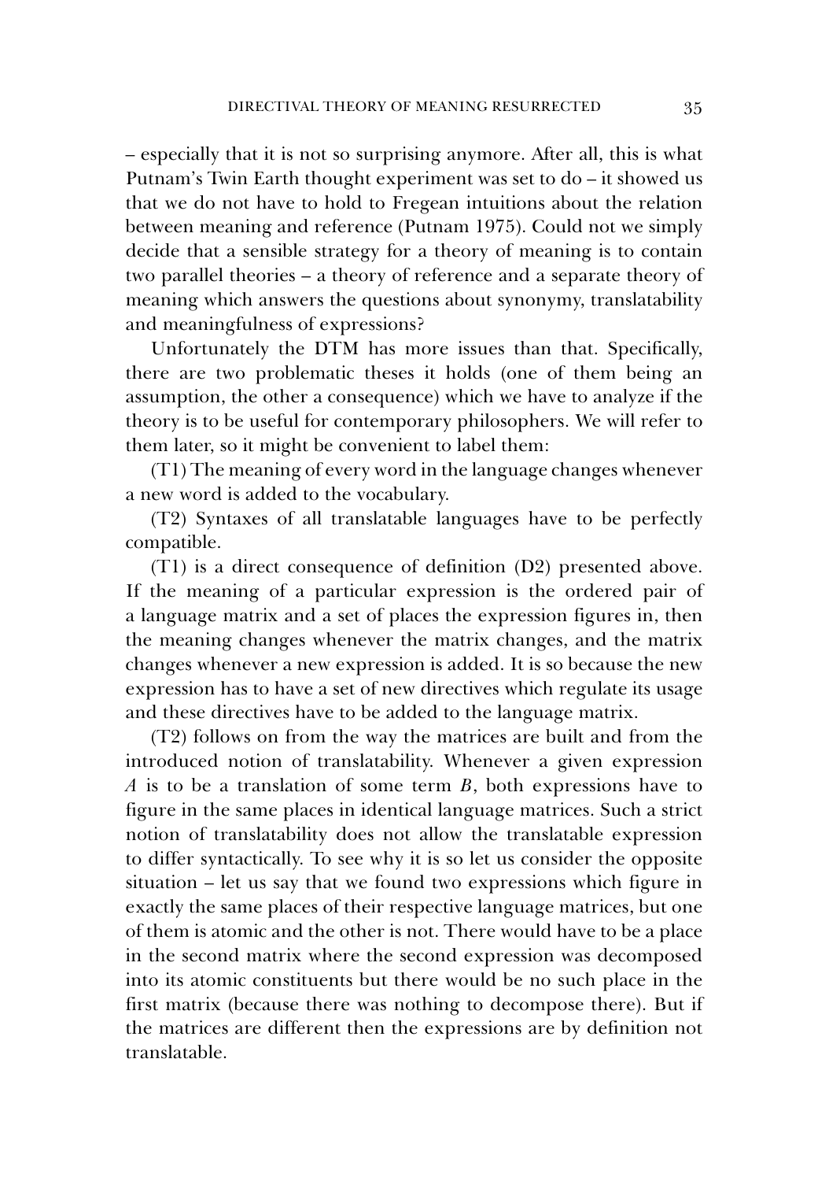– especially that it is not so surprising anymore. After all, this is what Putnam's Twin Earth thought experiment was set to do – it showed us that we do not have to hold to Fregean intuitions about the relation between meaning and reference (Putnam 1975). Could not we simply decide that a sensible strategy for a theory of meaning is to contain two parallel theories – a theory of reference and a separate theory of meaning which answers the questions about synonymy, translatability and meaningfulness of expressions?

Unfortunately the DTM has more issues than that. Specifically, there are two problematic theses it holds (one of them being an assumption, the other a consequence) which we have to analyze if the theory is to be useful for contemporary philosophers. We will refer to them later, so it might be convenient to label them:

(T1) The meaning of every word in the language changes whenever a new word is added to the vocabulary.

(T2) Syntaxes of all translatable languages have to be perfectly compatible.

(T1) is a direct consequence of definition (D2) presented above. If the meaning of a particular expression is the ordered pair of a language matrix and a set of places the expression figures in, then the meaning changes whenever the matrix changes, and the matrix changes whenever a new expression is added. It is so because the new expression has to have a set of new directives which regulate its usage and these directives have to be added to the language matrix.

(T2) follows on from the way the matrices are built and from the introduced notion of translatability. Whenever a given expression *A* is to be a translation of some term *B*, both expressions have to figure in the same places in identical language matrices. Such a strict notion of translatability does not allow the translatable expression to differ syntactically. To see why it is so let us consider the opposite situation – let us say that we found two expressions which figure in exactly the same places of their respective language matrices, but one of them is atomic and the other is not. There would have to be a place in the second matrix where the second expression was decomposed into its atomic constituents but there would be no such place in the first matrix (because there was nothing to decompose there). But if the matrices are different then the expressions are by definition not translatable.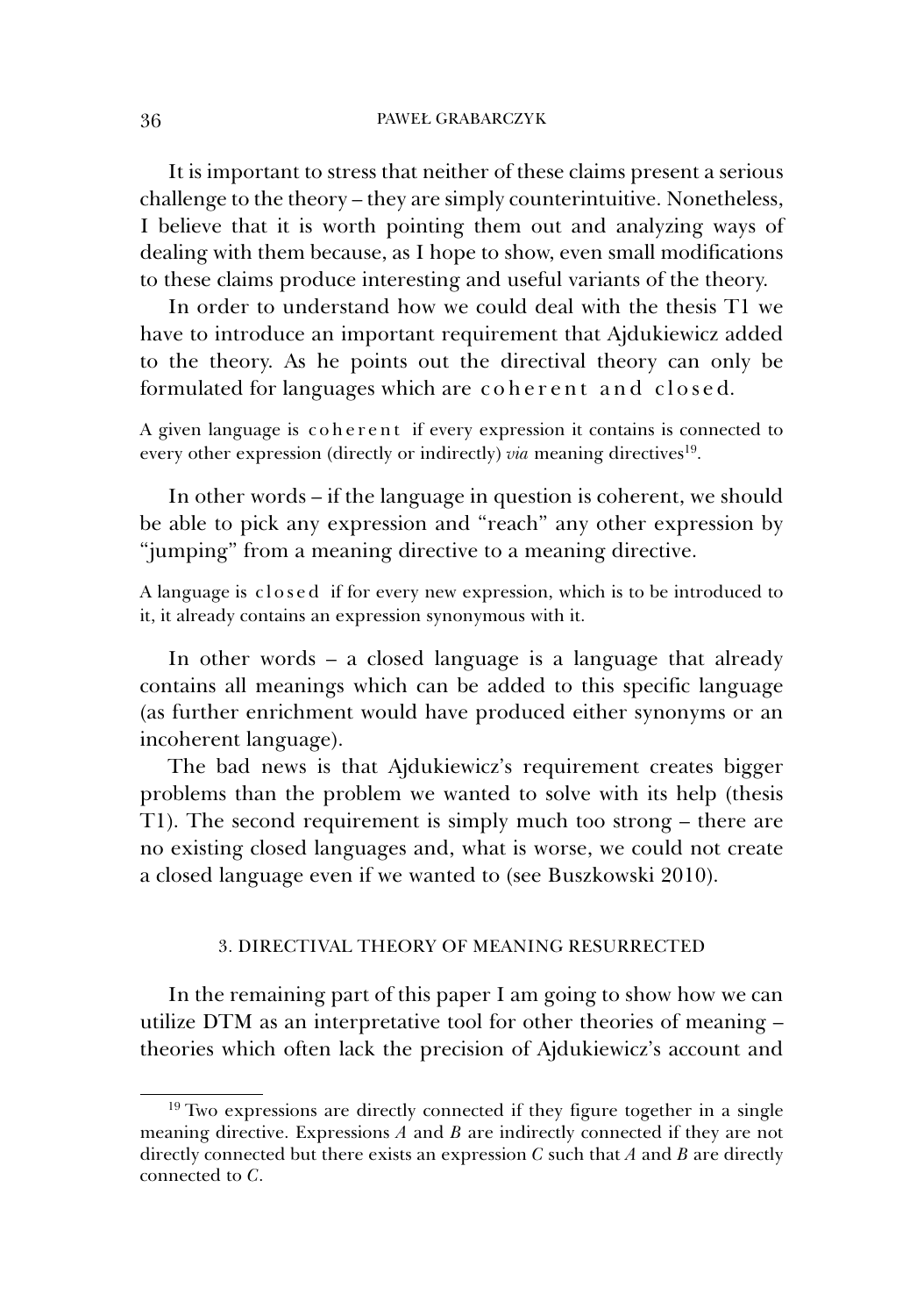It is important to stress that neither of these claims present a serious challenge to the theory – they are simply counterintuitive. Nonetheless, I believe that it is worth pointing them out and analyzing ways of dealing with them because, as I hope to show, even small modifications to these claims produce interesting and useful variants of the theory.

In order to understand how we could deal with the thesis T1 we have to introduce an important requirement that Ajdukiewicz added to the theory. As he points out the directival theory can only be formulated for languages which are coherent and closed.

A given language is coherent if every expression it contains is connected to every other expression (directly or indirectly) *via* meaning directives[19].

In other words – if the language in question is coherent, we should be able to pick any expression and "reach" any other expression by "jumping" from a meaning directive to a meaning directive.

A language is closed if for every new expression, which is to be introduced to it, it already contains an expression synonymous with it.

In other words – a closed language is a language that already contains all meanings which can be added to this specific language (as further enrichment would have produced either synonyms or an incoherent language).

The bad news is that Ajdukiewicz's requirement creates bigger problems than the problem we wanted to solve with its help (thesis T1). The second requirement is simply much too strong – there are no existing closed languages and, what is worse, we could not create a closed language even if we wanted to (see Buszkowski 2010).

## 3. DIRECTIVAL THEORY OF MEANING RESURRECTED

In the remaining part of this paper I am going to show how we can utilize DTM as an interpretative tool for other theories of meaning – theories which often lack the precision of Ajdukiewicz's account and

[19] Two expressions are directly connected if they figure together in a single meaning directive. Expressions *A* and *B* are indirectly connected if they are not directly connected but there exists an expression *C* such that *A* and *B* are directly connected to *C*.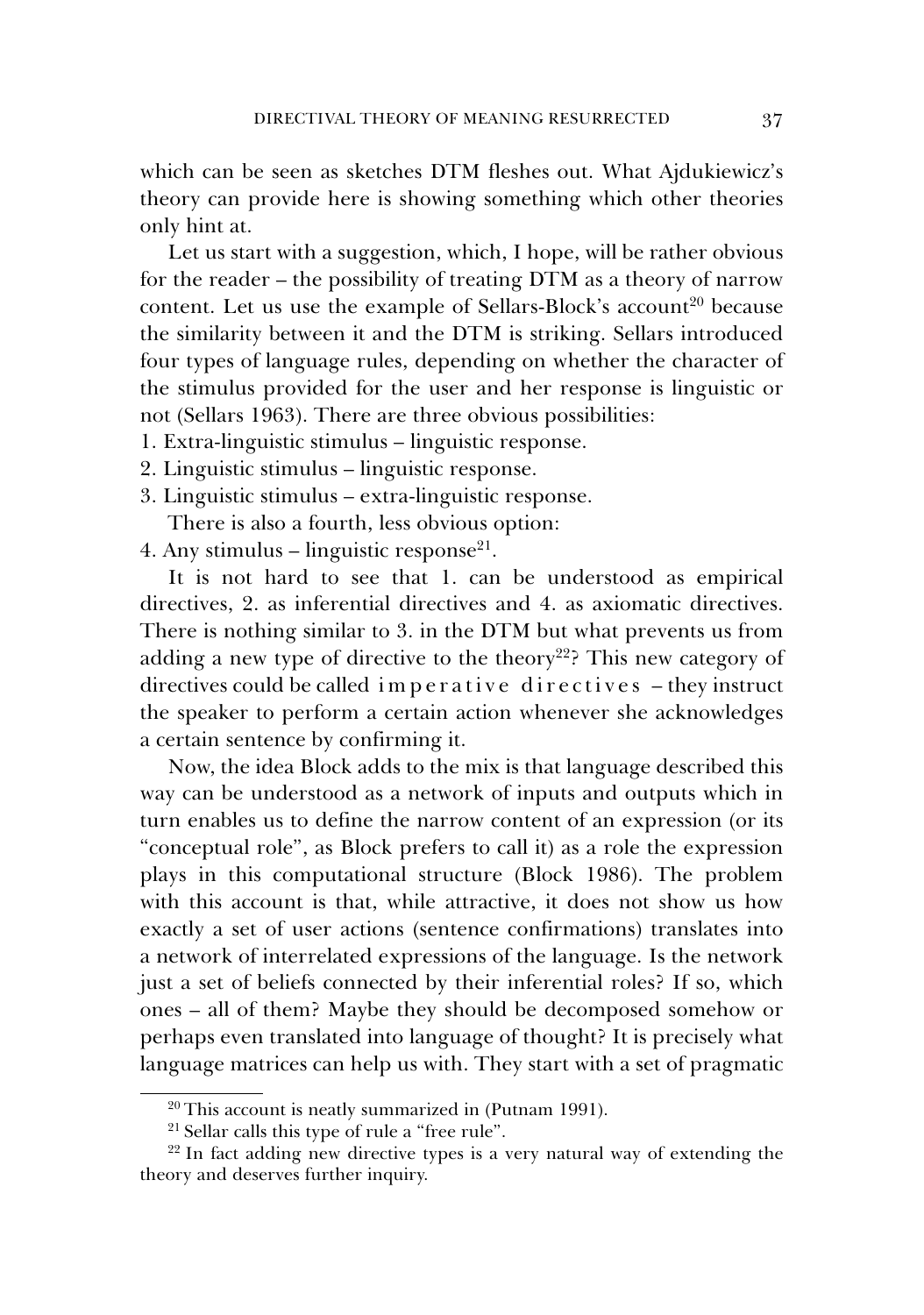which can be seen as sketches DTM fleshes out. What Ajdukiewicz's theory can provide here is showing something which other theories only hint at.

Let us start with a suggestion, which, I hope, will be rather obvious for the reader – the possibility of treating DTM as a theory of narrow content. Let us use the example of Sellars-Block's account[20] because the similarity between it and the DTM is striking. Sellars introduced four types of language rules, depending on whether the character of the stimulus provided for the user and her response is linguistic or not (Sellars 1963). There are three obvious possibilities:

1. Extra-linguistic stimulus – linguistic response.
2. Linguistic stimulus – linguistic response.
3. Linguistic stimulus – extra-linguistic response.

There is also a fourth, less obvious option:

4. Any stimulus – linguistic response[21].

It is not hard to see that 1. can be understood as empirical directives, 2. as inferential directives and 4. as axiomatic directives. There is nothing similar to 3. in the DTM but what prevents us from adding a new type of directive to the theory[22]? This new category of directives could be called *imperative directives* – they instruct the speaker to perform a certain action whenever she acknowledges a certain sentence by confirming it.

Now, the idea Block adds to the mix is that language described this way can be understood as a network of inputs and outputs which in turn enables us to define the narrow content of an expression (or its "conceptual role", as Block prefers to call it) as a role the expression plays in this computational structure (Block 1986). The problem with this account is that, while attractive, it does not show us how exactly a set of user actions (sentence confirmations) translates into a network of interrelated expressions of the language. Is the network just a set of beliefs connected by their inferential roles? If so, which ones – all of them? Maybe they should be decomposed somehow or perhaps even translated into language of thought? It is precisely what language matrices can help us with. They start with a set of pragmatic

---

[20] This account is neatly summarized in (Putnam 1991).

[21] Sellar calls this type of rule a "free rule".

[22] In fact adding new directive types is a very natural way of extending the theory and deserves further inquiry.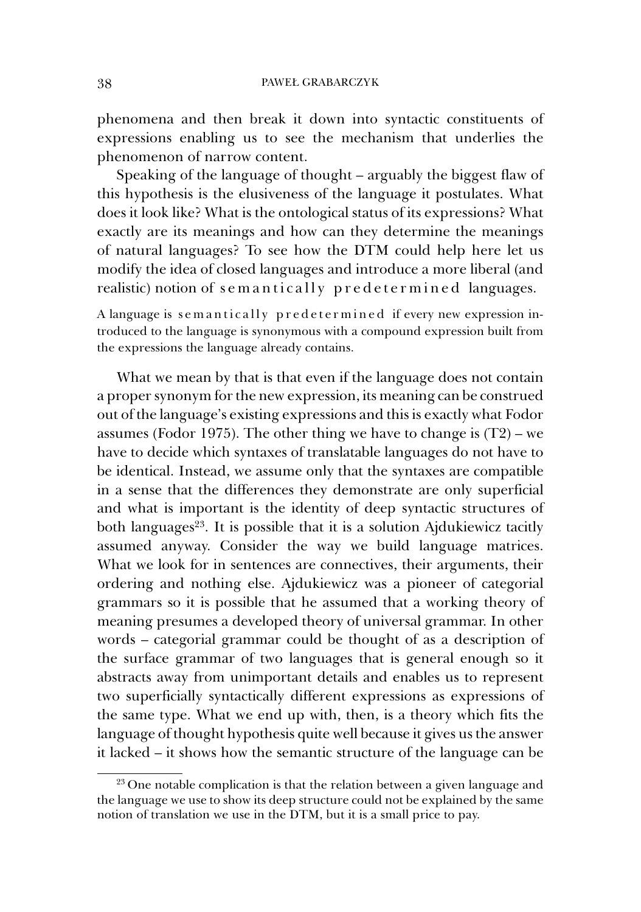phenomena and then break it down into syntactic constituents of expressions enabling us to see the mechanism that underlies the phenomenon of narrow content.

Speaking of the language of thought – arguably the biggest flaw of this hypothesis is the elusiveness of the language it postulates. What does it look like? What is the ontological status of its expressions? What exactly are its meanings and how can they determine the meanings of natural languages? To see how the DTM could help here let us modify the idea of closed languages and introduce a more liberal (and realistic) notion of *semantically predetermined* languages.

A language is *semantically predetermined* if every new expression introduced to the language is synonymous with a compound expression built from the expressions the language already contains.

What we mean by that is that even if the language does not contain a proper synonym for the new expression, its meaning can be construed out of the language's existing expressions and this is exactly what Fodor assumes (Fodor 1975). The other thing we have to change is (T2) – we have to decide which syntaxes of translatable languages do not have to be identical. Instead, we assume only that the syntaxes are compatible in a sense that the differences they demonstrate are only superficial and what is important is the identity of deep syntactic structures of both languages[23]. It is possible that it is a solution Ajdukiewicz tacitly assumed anyway. Consider the way we build language matrices. What we look for in sentences are connectives, their arguments, their ordering and nothing else. Ajdukiewicz was a pioneer of categorial grammars so it is possible that he assumed that a working theory of meaning presumes a developed theory of universal grammar. In other words – categorial grammar could be thought of as a description of the surface grammar of two languages that is general enough so it abstracts away from unimportant details and enables us to represent two superficially syntactically different expressions as expressions of the same type. What we end up with, then, is a theory which fits the language of thought hypothesis quite well because it gives us the answer it lacked – it shows how the semantic structure of the language can be

[23] One notable complication is that the relation between a given language and the language we use to show its deep structure could not be explained by the same notion of translation we use in the DTM, but it is a small price to pay.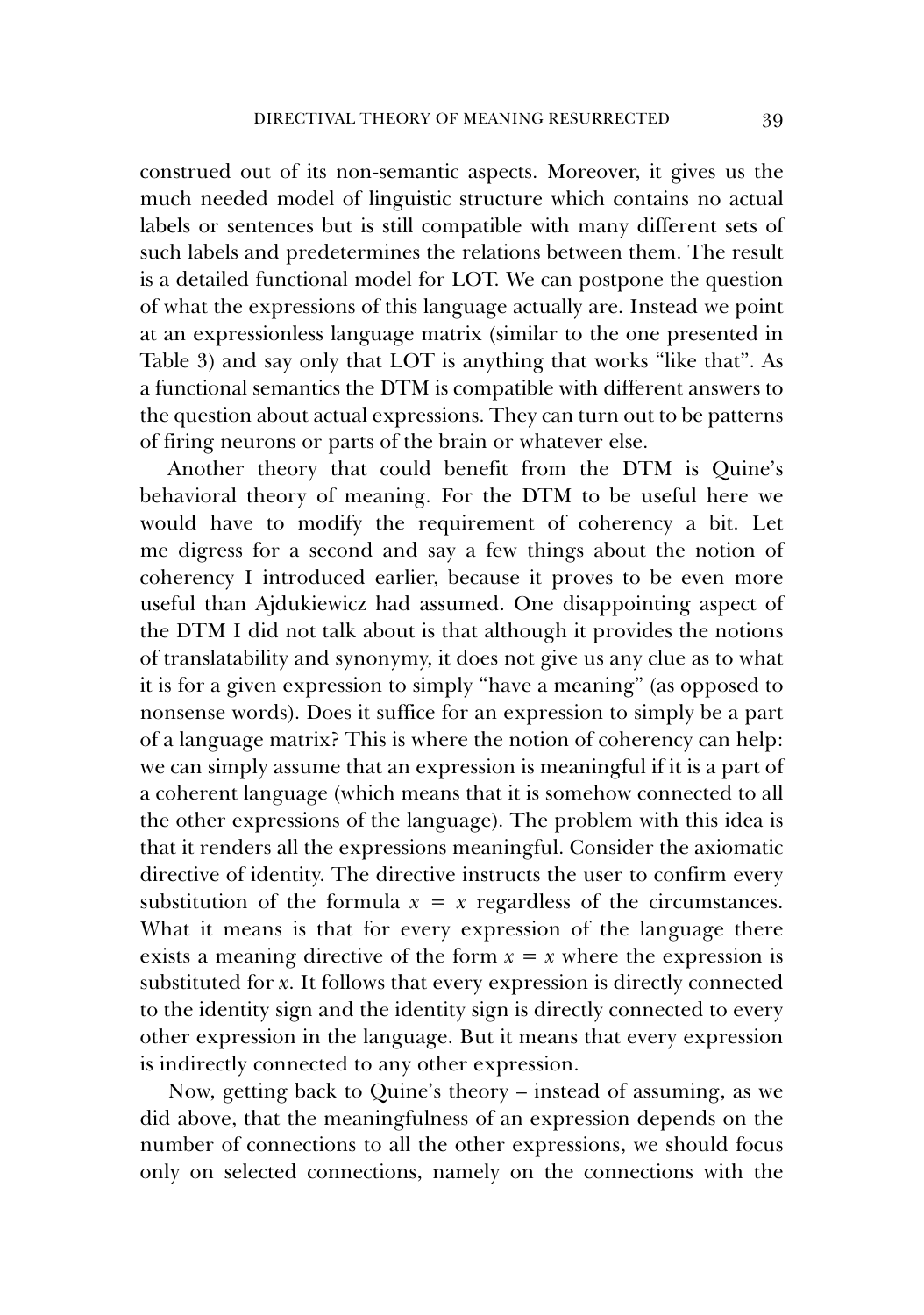construed out of its non-semantic aspects. Moreover, it gives us the much needed model of linguistic structure which contains no actual labels or sentences but is still compatible with many different sets of such labels and predetermines the relations between them. The result is a detailed functional model for LOT. We can postpone the question of what the expressions of this language actually are. Instead we point at an expressionless language matrix (similar to the one presented in Table 3) and say only that LOT is anything that works "like that". As a functional semantics the DTM is compatible with different answers to the question about actual expressions. They can turn out to be patterns of firing neurons or parts of the brain or whatever else.

Another theory that could benefit from the DTM is Quine's behavioral theory of meaning. For the DTM to be useful here we would have to modify the requirement of coherency a bit. Let me digress for a second and say a few things about the notion of coherency I introduced earlier, because it proves to be even more useful than Ajdukiewicz had assumed. One disappointing aspect of the DTM I did not talk about is that although it provides the notions of translatability and synonymy, it does not give us any clue as to what it is for a given expression to simply "have a meaning" (as opposed to nonsense words). Does it suffice for an expression to simply be a part of a language matrix? This is where the notion of coherency can help: we can simply assume that an expression is meaningful if it is a part of a coherent language (which means that it is somehow connected to all the other expressions of the language). The problem with this idea is that it renders all the expressions meaningful. Consider the axiomatic directive of identity. The directive instructs the user to confirm every substitution of the formula $x = x$ regardless of the circumstances. What it means is that for every expression of the language there exists a meaning directive of the form $x = x$ where the expression is substituted for $x$. It follows that every expression is directly connected to the identity sign and the identity sign is directly connected to every other expression in the language. But it means that every expression is indirectly connected to any other expression.

Now, getting back to Quine's theory – instead of assuming, as we did above, that the meaningfulness of an expression depends on the number of connections to all the other expressions, we should focus only on selected connections, namely on the connections with the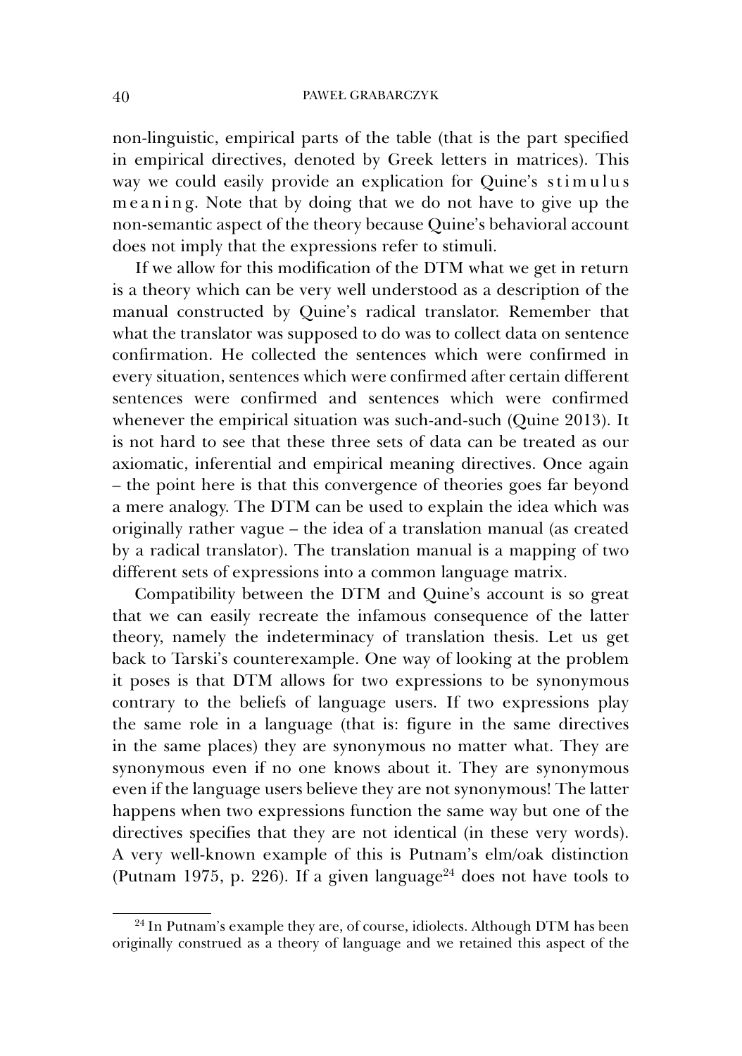non-linguistic, empirical parts of the table (that is the part specified in empirical directives, denoted by Greek letters in matrices). This way we could easily provide an explication for Quine's s t i m u l u s m e a n i n g. Note that by doing that we do not have to give up the non-semantic aspect of the theory because Quine's behavioral account does not imply that the expressions refer to stimuli.

If we allow for this modification of the DTM what we get in return is a theory which can be very well understood as a description of the manual constructed by Quine's radical translator. Remember that what the translator was supposed to do was to collect data on sentence confirmation. He collected the sentences which were confirmed in every situation, sentences which were confirmed after certain different sentences were confirmed and sentences which were confirmed whenever the empirical situation was such-and-such (Quine 2013). It is not hard to see that these three sets of data can be treated as our axiomatic, inferential and empirical meaning directives. Once again – the point here is that this convergence of theories goes far beyond a mere analogy. The DTM can be used to explain the idea which was originally rather vague – the idea of a translation manual (as created by a radical translator). The translation manual is a mapping of two different sets of expressions into a common language matrix.

Compatibility between the DTM and Quine's account is so great that we can easily recreate the infamous consequence of the latter theory, namely the indeterminacy of translation thesis. Let us get back to Tarski's counterexample. One way of looking at the problem it poses is that DTM allows for two expressions to be synonymous contrary to the beliefs of language users. If two expressions play the same role in a language (that is: figure in the same directives in the same places) they are synonymous no matter what. They are synonymous even if no one knows about it. They are synonymous even if the language users believe they are not synonymous! The latter happens when two expressions function the same way but one of the directives specifies that they are not identical (in these very words). A very well-known example of this is Putnam's elm/oak distinction (Putnam 1975, p. 226). If a given language[24] does not have tools to

[24] In Putnam's example they are, of course, idiolects. Although DTM has been originally construed as a theory of language and we retained this aspect of the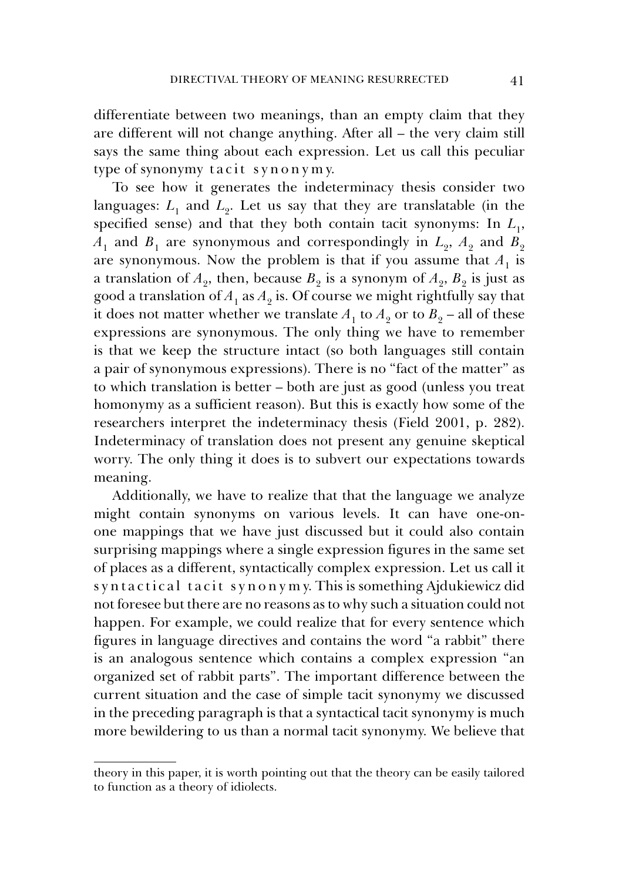differentiate between two meanings, than an empty claim that they are different will not change anything. After all – the very claim still says the same thing about each expression. Let us call this peculiar type of synonymy *tacit synonymy*.

To see how it generates the indeterminacy thesis consider two languages: $L_1$ and $L_2$. Let us say that they are translatable (in the specified sense) and that they both contain tacit synonyms: In $L_1$, $A_1$ and $B_1$ are synonymous and correspondingly in $L_2$, $A_2$ and $B_2$ are synonymous. Now the problem is that if you assume that $A_1$ is a translation of $A_2$, then, because $B_2$ is a synonym of $A_2$, $B_2$ is just as good a translation of $A_1$ as $A_2$ is. Of course we might rightfully say that it does not matter whether we translate $A_1$ to $A_2$ or to $B_2$ – all of these expressions are synonymous. The only thing we have to remember is that we keep the structure intact (so both languages still contain a pair of synonymous expressions). There is no "fact of the matter" as to which translation is better – both are just as good (unless you treat homonymy as a sufficient reason). But this is exactly how some of the researchers interpret the indeterminacy thesis (Field 2001, p. 282). Indeterminacy of translation does not present any genuine skeptical worry. The only thing it does is to subvert our expectations towards meaning.

Additionally, we have to realize that that the language we analyze might contain synonyms on various levels. It can have one-on-one mappings that we have just discussed but it could also contain surprising mappings where a single expression figures in the same set of places as a different, syntactically complex expression. Let us call it *syntactical tacit synonymy*. This is something Ajdukiewicz did not foresee but there are no reasons as to why such a situation could not happen. For example, we could realize that for every sentence which figures in language directives and contains the word "a rabbit" there is an analogous sentence which contains a complex expression "an organized set of rabbit parts". The important difference between the current situation and the case of simple tacit synonymy we discussed in the preceding paragraph is that a syntactical tacit synonymy is much more bewildering to us than a normal tacit synonymy. We believe that

---

theory in this paper, it is worth pointing out that the theory can be easily tailored to function as a theory of idiolects.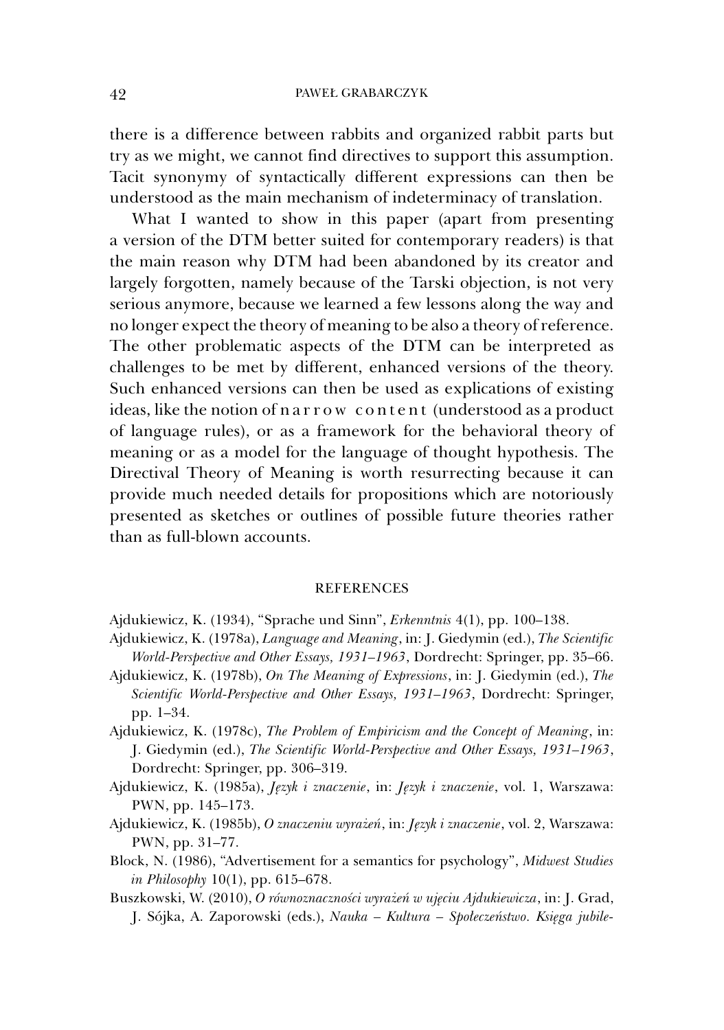there is a difference between rabbits and organized rabbit parts but try as we might, we cannot find directives to support this assumption. Tacit synonymy of syntactically different expressions can then be understood as the main mechanism of indeterminacy of translation.

What I wanted to show in this paper (apart from presenting a version of the DTM better suited for contemporary readers) is that the main reason why DTM had been abandoned by its creator and largely forgotten, namely because of the Tarski objection, is not very serious anymore, because we learned a few lessons along the way and no longer expect the theory of meaning to be also a theory of reference. The other problematic aspects of the DTM can be interpreted as challenges to be met by different, enhanced versions of the theory. Such enhanced versions can then be used as explications of existing ideas, like the notion of n a r r o w   c o n t e n t (understood as a product of language rules), or as a framework for the behavioral theory of meaning or as a model for the language of thought hypothesis. The Directival Theory of Meaning is worth resurrecting because it can provide much needed details for propositions which are notoriously presented as sketches or outlines of possible future theories rather than as full-blown accounts.

## REFERENCES

Ajdukiewicz, K. (1934), "Sprache und Sinn", *Erkenntnis* 4(1), pp. 100–138.

Ajdukiewicz, K. (1978a), *Language and Meaning*, in: J. Giedymin (ed.), *The Scientific World-Perspective and Other Essays, 1931–1963*, Dordrecht: Springer, pp. 35–66.

Ajdukiewicz, K. (1978b), *On The Meaning of Expressions*, in: J. Giedymin (ed.), *The Scientific World-Perspective and Other Essays, 1931–1963*, Dordrecht: Springer, pp. 1–34.

Ajdukiewicz, K. (1978c), *The Problem of Empiricism and the Concept of Meaning*, in: J. Giedymin (ed.), *The Scientific World-Perspective and Other Essays, 1931–1963*, Dordrecht: Springer, pp. 306–319.

Ajdukiewicz, K. (1985a), *Język i znaczenie*, in: *Język i znaczenie*, vol. 1, Warszawa: PWN, pp. 145–173.

Ajdukiewicz, K. (1985b), *O znaczeniu wyrażeń*, in: *Język i znaczenie*, vol. 2, Warszawa: PWN, pp. 31–77.

Block, N. (1986), "Advertisement for a semantics for psychology", *Midwest Studies in Philosophy* 10(1), pp. 615–678.

Buszkowski, W. (2010), *O równoznaczności wyrażeń w ujęciu Ajdukiewicza*, in: J. Grad, J. Sójka, A. Zaporowski (eds.), *Nauka – Kultura – Społeczeństwo. Księga jubile-*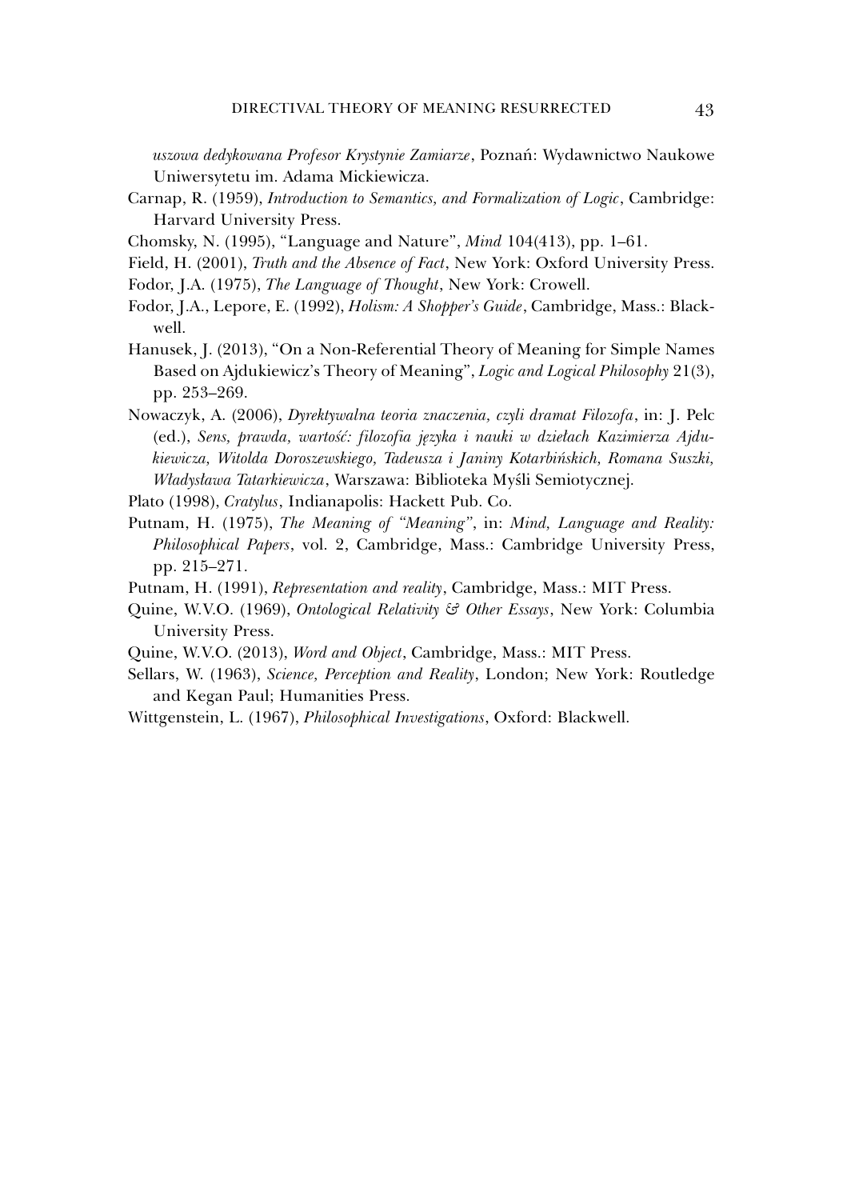*uszowa dedykowana Profesor Krystynie Zamiarze*, Poznań: Wydawnictwo Naukowe Uniwersytetu im. Adama Mickiewicza.

Carnap, R. (1959), *Introduction to Semantics, and Formalization of Logic*, Cambridge: Harvard University Press.

Chomsky, N. (1995), "Language and Nature", *Mind* 104(413), pp. 1–61.

Field, H. (2001), *Truth and the Absence of Fact*, New York: Oxford University Press.

Fodor, J.A. (1975), *The Language of Thought*, New York: Crowell.

Fodor, J.A., Lepore, E. (1992), *Holism: A Shopper's Guide*, Cambridge, Mass.: Blackwell.

Hanusek, J. (2013), "On a Non-Referential Theory of Meaning for Simple Names Based on Ajdukiewicz's Theory of Meaning", *Logic and Logical Philosophy* 21(3), pp. 253–269.

Nowaczyk, A. (2006), *Dyrektywalna teoria znaczenia, czyli dramat Filozofa*, in: J. Pelc (ed.), *Sens, prawda, wartość: filozofia języka i nauki w dziełach Kazimierza Ajdukiewicza, Witolda Doroszewskiego, Tadeusza i Janiny Kotarbińskich, Romana Suszki, Władysława Tatarkiewicza*, Warszawa: Biblioteka Myśli Semiotycznej.

Plato (1998), *Cratylus*, Indianapolis: Hackett Pub. Co.

Putnam, H. (1975), *The Meaning of "Meaning"*, in: *Mind, Language and Reality: Philosophical Papers*, vol. 2, Cambridge, Mass.: Cambridge University Press, pp. 215–271.

Putnam, H. (1991), *Representation and reality*, Cambridge, Mass.: MIT Press.

Quine, W.V.O. (1969), *Ontological Relativity & Other Essays*, New York: Columbia University Press.

Quine, W.V.O. (2013), *Word and Object*, Cambridge, Mass.: MIT Press.

Sellars, W. (1963), *Science, Perception and Reality*, London; New York: Routledge and Kegan Paul; Humanities Press.

Wittgenstein, L. (1967), *Philosophical Investigations*, Oxford: Blackwell.